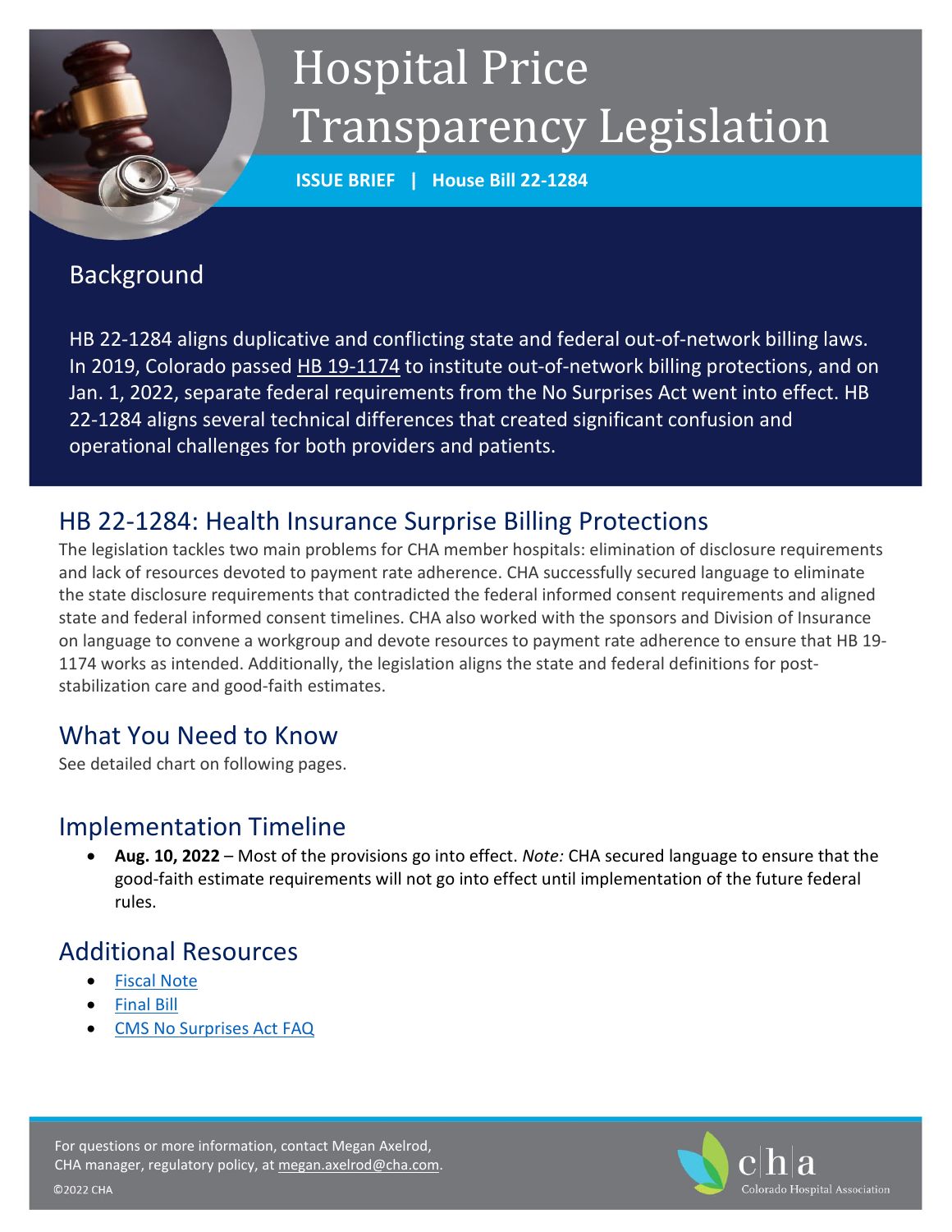# Hospital Price Transparency Legislation

**ISSUE BRIEF | House Bill 22-1284**

## Background

HB 22-1284 aligns duplicative and conflicting state and federal out-of-network billing laws. In 2019, Colorado passed HB 19-1174 to institute out-of-network billing protections, and on Jan. 1, 2022, separate federal requirements from the No Surprises Act went into effect. HB 22-1284 aligns several technical differences that created significant confusion and operational challenges for both providers and patients.

## HB 22-1284: Health Insurance Surprise Billing Protections

The legislation tackles two main problems for CHA member hospitals: elimination of disclosure requirements and lack of resources devoted to payment rate adherence. CHA successfully secured language to eliminate the state disclosure requirements that contradicted the federal informed consent requirements and aligned state and federal informed consent timelines. CHA also worked with the sponsors and Division of Insurance on language to convene a workgroup and devote resources to payment rate adherence to ensure that HB 19-1174 works as intended. Additionally, the legislation aligns the state and federal definitions for post-stabilization care and good-faith estimates.

## What You Need to Know

See detailed chart on following pages.

## Implementation Timeline

- **Aug. 10, 2022** – Most of the provisions go into effect. *Note:* CHA secured language to ensure that the good-faith estimate requirements will not go into effect until implementation of the future federal rules.

## Additional Resources

- Fiscal Note
- Final Bill
- CMS No Surprises Act FAQ

For questions or more information, contact Megan Axelrod, CHA manager, regulatory policy, at megan.axelrod@cha.com.

©2022 CHA

cha Colorado Hospital Association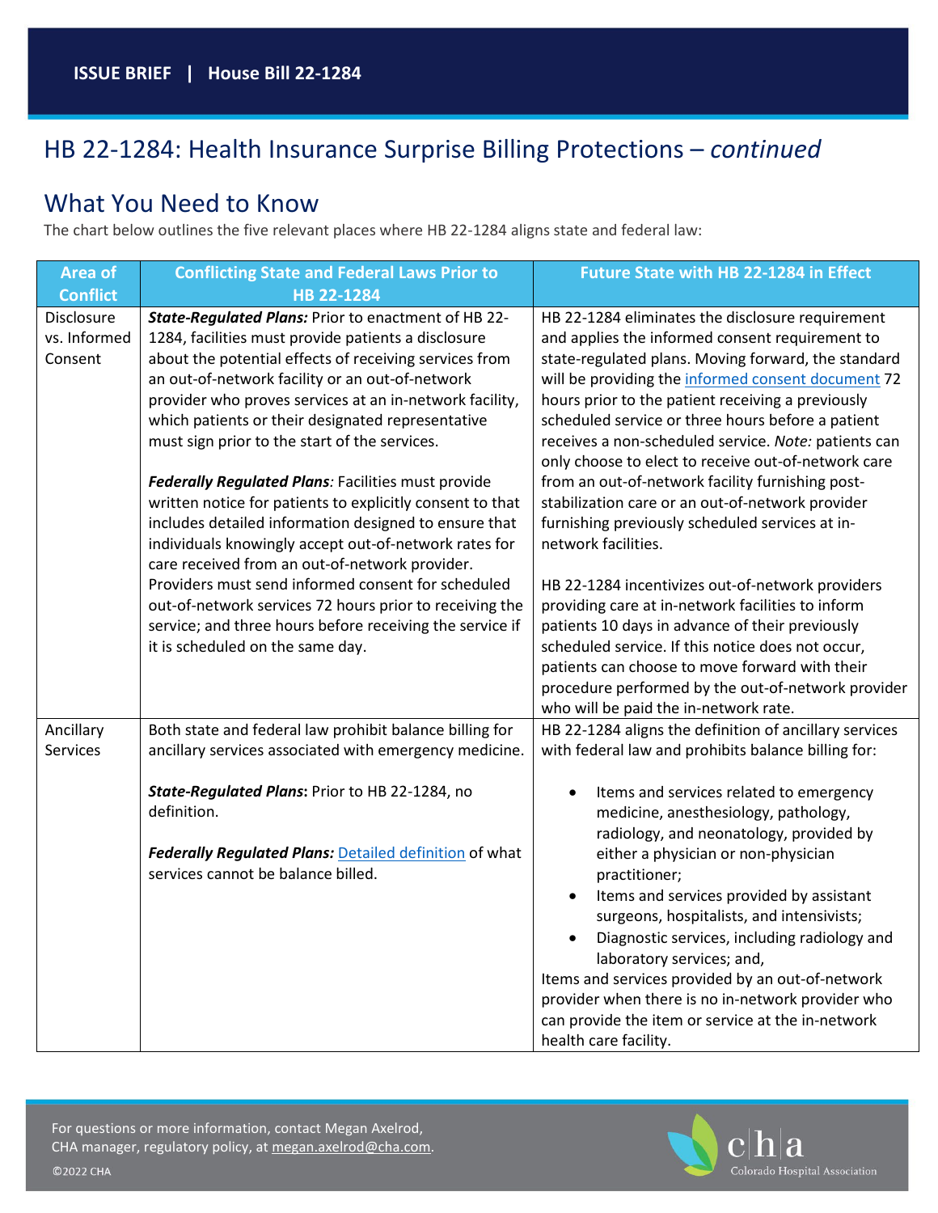## HB 22-1284: Health Insurance Surprise Billing Protections – *continued*

## What You Need to Know

The chart below outlines the five relevant places where HB 22-1284 aligns state and federal law:

| Area of Conflict | Conflicting State and Federal Laws Prior to HB 22-1284 | Future State with HB 22-1284 in Effect |
|---|---|---|
| Disclosure vs. Informed Consent | ***State-Regulated Plans:*** Prior to enactment of HB 22-1284, facilities must provide patients a disclosure about the potential effects of receiving services from an out-of-network facility or an out-of-network provider who proves services at an in-network facility, which patients or their designated representative must sign prior to the start of the services.<br><br>***Federally Regulated Plans**:* Facilities must provide written notice for patients to explicitly consent to that includes detailed information designed to ensure that individuals knowingly accept out-of-network rates for care received from an out-of-network provider. Providers must send informed consent for scheduled out-of-network services 72 hours prior to receiving the service; and three hours before receiving the service if it is scheduled on the same day. | HB 22-1284 eliminates the disclosure requirement and applies the informed consent requirement to state-regulated plans. Moving forward, the standard will be providing the informed consent document 72 hours prior to the patient receiving a previously scheduled service or three hours before a patient receives a non-scheduled service. *Note:* patients can only choose to elect to receive out-of-network care from an out-of-network facility furnishing post-stabilization care or an out-of-network provider furnishing previously scheduled services at in-network facilities.<br><br>HB 22-1284 incentivizes out-of-network providers providing care at in-network facilities to inform patients 10 days in advance of their previously scheduled service. If this notice does not occur, patients can choose to move forward with their procedure performed by the out-of-network provider who will be paid the in-network rate. |
| Ancillary Services | Both state and federal law prohibit balance billing for ancillary services associated with emergency medicine.<br><br>***State-Regulated Plans*:** Prior to HB 22-1284, no definition.<br><br>***Federally Regulated Plans:*** Detailed definition of what services cannot be balance billed. | HB 22-1284 aligns the definition of ancillary services with federal law and prohibits balance billing for:<br><br>• Items and services related to emergency medicine, anesthesiology, pathology, radiology, and neonatology, provided by either a physician or non-physician practitioner;<br>• Items and services provided by assistant surgeons, hospitalists, and intensivists;<br>• Diagnostic services, including radiology and laboratory services; and,<br><br>Items and services provided by an out-of-network provider when there is no in-network provider who can provide the item or service at the in-network health care facility. |

For questions or more information, contact Megan Axelrod, CHA manager, regulatory policy, at megan.axelrod@cha.com.

©2022 CHA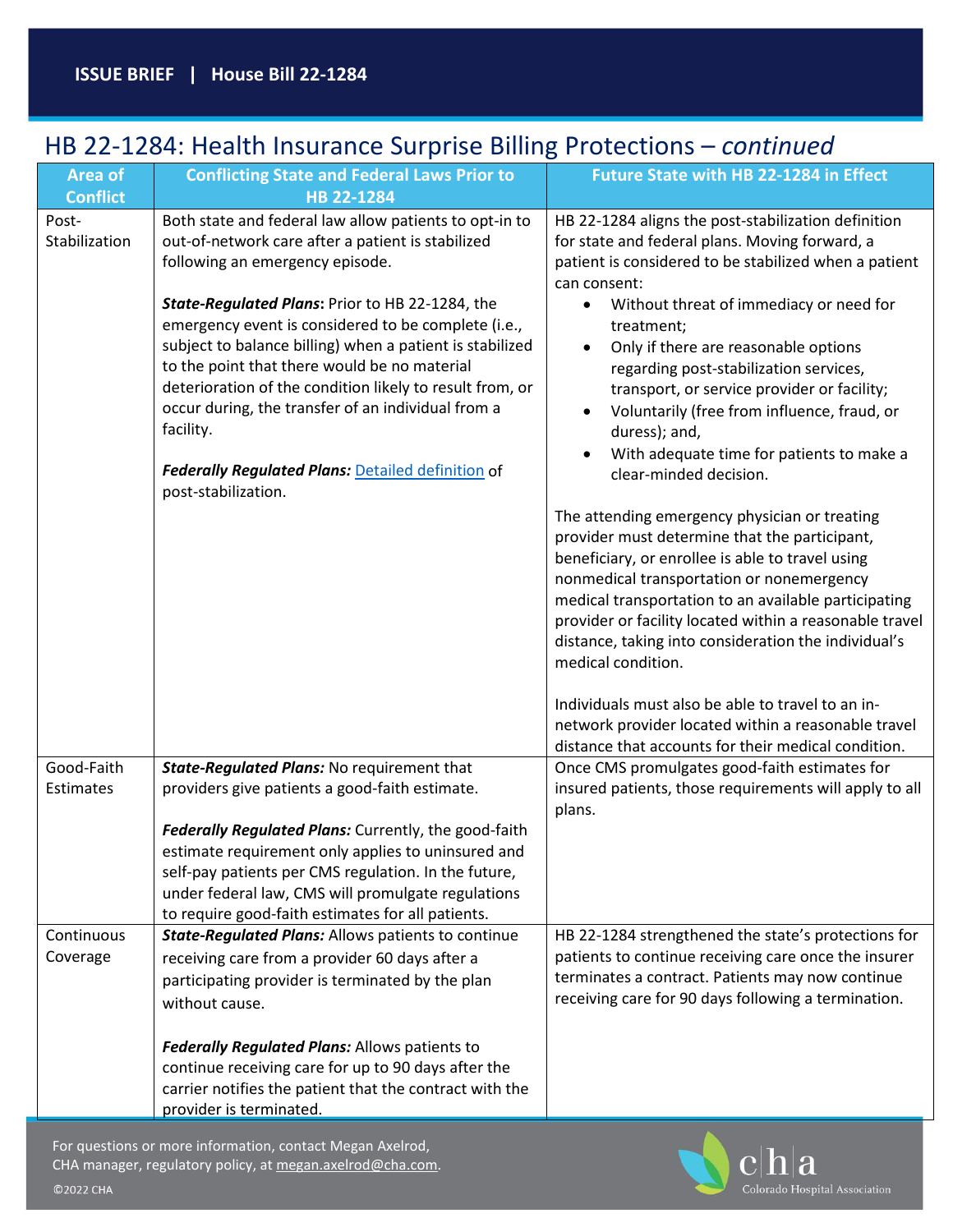ISSUE BRIEF | House Bill 22-1284

# HB 22-1284: Health Insurance Surprise Billing Protections – *continued*

| Area of Conflict | Conflicting State and Federal Laws Prior to HB 22-1284 | Future State with HB 22-1284 in Effect |
|---|---|---|
| Post-Stabilization | Both state and federal law allow patients to opt-in to out-of-network care after a patient is stabilized following an emergency episode.<br><br>***State-Regulated Plans*:** Prior to HB 22-1284, the emergency event is considered to be complete (i.e., subject to balance billing) when a patient is stabilized to the point that there would be no material deterioration of the condition likely to result from, or occur during, the transfer of an individual from a facility.<br><br>***Federally Regulated Plans:*** Detailed definition of post-stabilization. | HB 22-1284 aligns the post-stabilization definition for state and federal plans. Moving forward, a patient is considered to be stabilized when a patient can consent:<br>• Without threat of immediacy or need for treatment;<br>• Only if there are reasonable options regarding post-stabilization services, transport, or service provider or facility;<br>• Voluntarily (free from influence, fraud, or duress); and,<br>• With adequate time for patients to make a clear-minded decision.<br><br>The attending emergency physician or treating provider must determine that the participant, beneficiary, or enrollee is able to travel using nonmedical transportation or nonemergency medical transportation to an available participating provider or facility located within a reasonable travel distance, taking into consideration the individual's medical condition.<br><br>Individuals must also be able to travel to an in-network provider located within a reasonable travel distance that accounts for their medical condition. |
| Good-Faith Estimates | ***State-Regulated Plans:*** No requirement that providers give patients a good-faith estimate.<br><br>***Federally Regulated Plans:*** Currently, the good-faith estimate requirement only applies to uninsured and self-pay patients per CMS regulation. In the future, under federal law, CMS will promulgate regulations to require good-faith estimates for all patients. | Once CMS promulgates good-faith estimates for insured patients, those requirements will apply to all plans. |
| Continuous Coverage | ***State-Regulated Plans:*** Allows patients to continue receiving care from a provider 60 days after a participating provider is terminated by the plan without cause.<br><br>***Federally Regulated Plans:*** Allows patients to continue receiving care for up to 90 days after the carrier notifies the patient that the contract with the provider is terminated. | HB 22-1284 strengthened the state's protections for patients to continue receiving care once the insurer terminates a contract. Patients may now continue receiving care for 90 days following a termination. |

For questions or more information, contact Megan Axelrod, CHA manager, regulatory policy, at megan.axelrod@cha.com.

©2022 CHA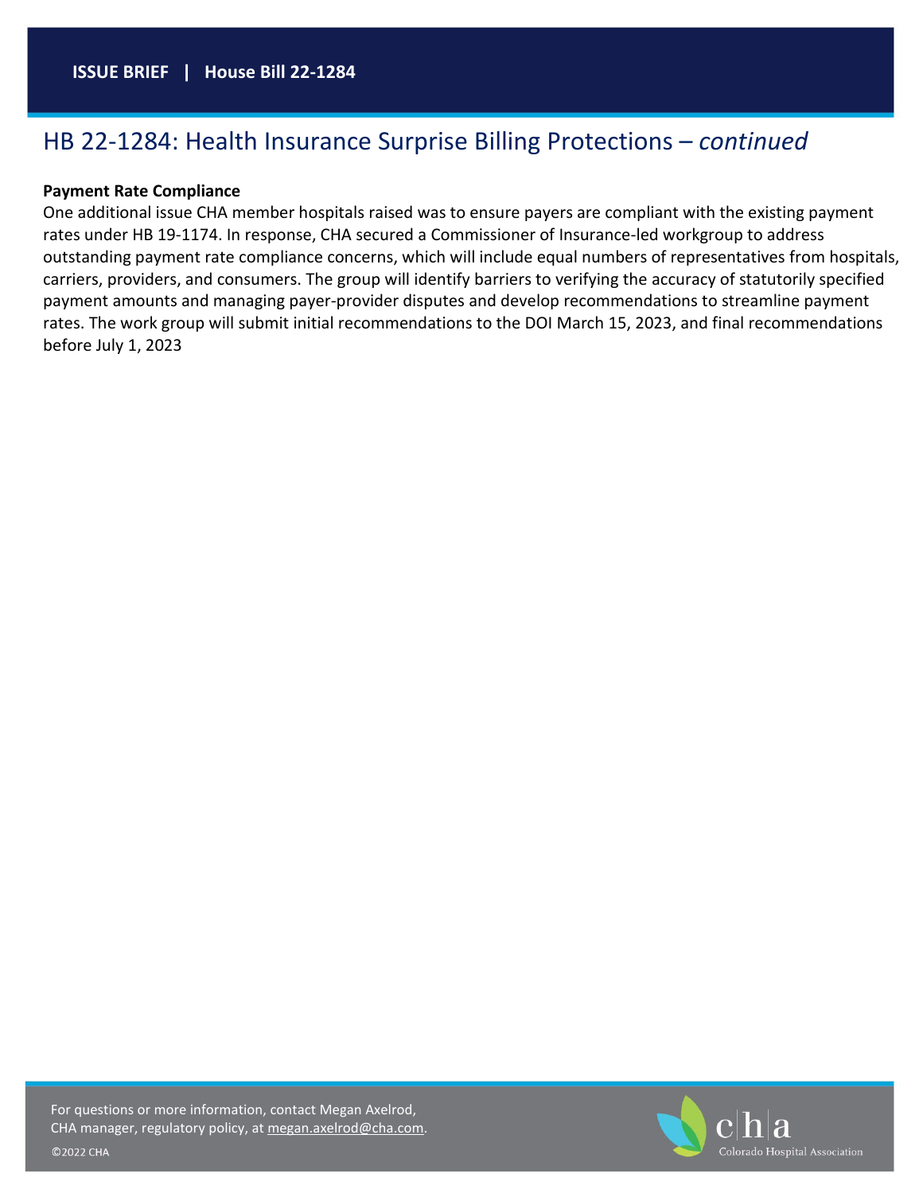## HB 22-1284: Health Insurance Surprise Billing Protections – *continued*

**Payment Rate Compliance**

One additional issue CHA member hospitals raised was to ensure payers are compliant with the existing payment rates under HB 19-1174. In response, CHA secured a Commissioner of Insurance-led workgroup to address outstanding payment rate compliance concerns, which will include equal numbers of representatives from hospitals, carriers, providers, and consumers. The group will identify barriers to verifying the accuracy of statutorily specified payment amounts and managing payer-provider disputes and develop recommendations to streamline payment rates. The work group will submit initial recommendations to the DOI March 15, 2023, and final recommendations before July 1, 2023

For questions or more information, contact Megan Axelrod, CHA manager, regulatory policy, at megan.axelrod@cha.com.

©2022 CHA